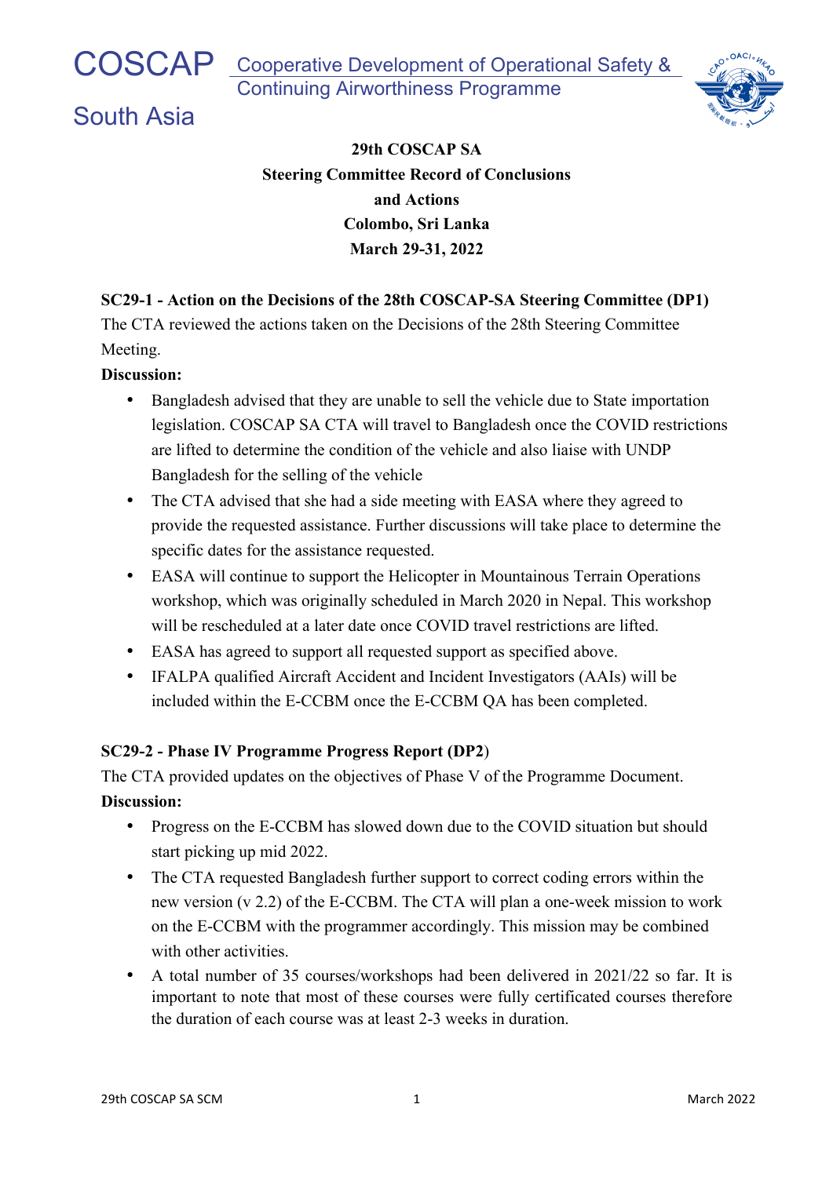COSCAP Cooperative Development of Operational Safety & Continuing Airworthiness Programme

South Asia

**29th COSCAP SA**
**Steering Committee Record of Conclusions and Actions**
**Colombo, Sri Lanka**
**March 29-31, 2022**

**SC29-1 - Action on the Decisions of the 28th COSCAP-SA Steering Committee (DP1)**

The CTA reviewed the actions taken on the Decisions of the 28th Steering Committee Meeting.

**Discussion:**

- Bangladesh advised that they are unable to sell the vehicle due to State importation legislation. COSCAP SA CTA will travel to Bangladesh once the COVID restrictions are lifted to determine the condition of the vehicle and also liaise with UNDP Bangladesh for the selling of the vehicle
- The CTA advised that she had a side meeting with EASA where they agreed to provide the requested assistance. Further discussions will take place to determine the specific dates for the assistance requested.
- EASA will continue to support the Helicopter in Mountainous Terrain Operations workshop, which was originally scheduled in March 2020 in Nepal. This workshop will be rescheduled at a later date once COVID travel restrictions are lifted.
- EASA has agreed to support all requested support as specified above.
- IFALPA qualified Aircraft Accident and Incident Investigators (AAIs) will be included within the E-CCBM once the E-CCBM QA has been completed.

**SC29-2 - Phase IV Programme Progress Report (DP2)**

The CTA provided updates on the objectives of Phase V of the Programme Document.

**Discussion:**

- Progress on the E-CCBM has slowed down due to the COVID situation but should start picking up mid 2022.
- The CTA requested Bangladesh further support to correct coding errors within the new version (v 2.2) of the E-CCBM. The CTA will plan a one-week mission to work on the E-CCBM with the programmer accordingly. This mission may be combined with other activities.
- A total number of 35 courses/workshops had been delivered in 2021/22 so far. It is important to note that most of these courses were fully certificated courses therefore the duration of each course was at least 2-3 weeks in duration.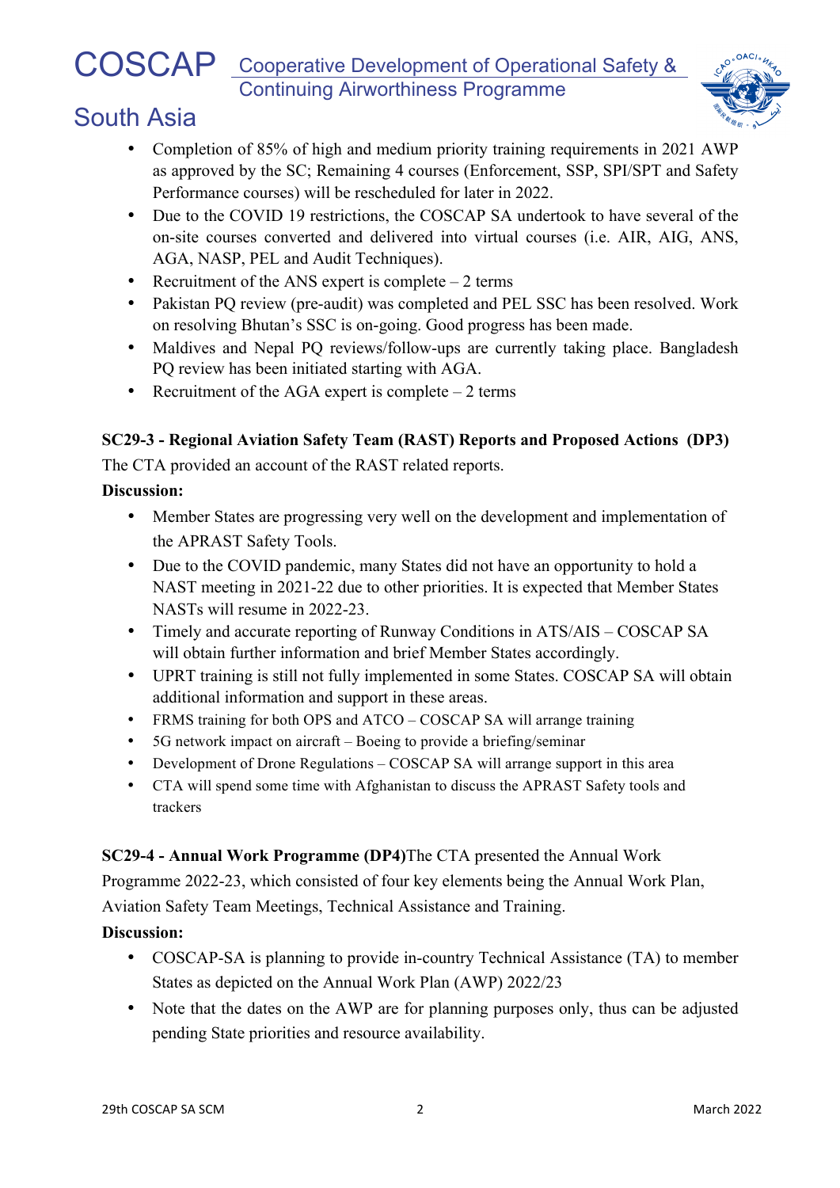- Completion of 85% of high and medium priority training requirements in 2021 AWP as approved by the SC; Remaining 4 courses (Enforcement, SSP, SPI/SPT and Safety Performance courses) will be rescheduled for later in 2022.
- Due to the COVID 19 restrictions, the COSCAP SA undertook to have several of the on-site courses converted and delivered into virtual courses (i.e. AIR, AIG, ANS, AGA, NASP, PEL and Audit Techniques).
- Recruitment of the ANS expert is complete – 2 terms
- Pakistan PQ review (pre-audit) was completed and PEL SSC has been resolved. Work on resolving Bhutan's SSC is on-going. Good progress has been made.
- Maldives and Nepal PQ reviews/follow-ups are currently taking place. Bangladesh PQ review has been initiated starting with AGA.
- Recruitment of the AGA expert is complete – 2 terms

**SC29-3 - Regional Aviation Safety Team (RAST) Reports and Proposed Actions (DP3)**

The CTA provided an account of the RAST related reports.

**Discussion:**

- Member States are progressing very well on the development and implementation of the APRAST Safety Tools.
- Due to the COVID pandemic, many States did not have an opportunity to hold a NAST meeting in 2021-22 due to other priorities. It is expected that Member States NASTs will resume in 2022-23.
- Timely and accurate reporting of Runway Conditions in ATS/AIS – COSCAP SA will obtain further information and brief Member States accordingly.
- UPRT training is still not fully implemented in some States. COSCAP SA will obtain additional information and support in these areas.
- FRMS training for both OPS and ATCO – COSCAP SA will arrange training
- 5G network impact on aircraft – Boeing to provide a briefing/seminar
- Development of Drone Regulations – COSCAP SA will arrange support in this area
- CTA will spend some time with Afghanistan to discuss the APRAST Safety tools and trackers

**SC29-4 - Annual Work Programme (DP4)** The CTA presented the Annual Work Programme 2022-23, which consisted of four key elements being the Annual Work Plan, Aviation Safety Team Meetings, Technical Assistance and Training.

**Discussion:**

- COSCAP-SA is planning to provide in-country Technical Assistance (TA) to member States as depicted on the Annual Work Plan (AWP) 2022/23
- Note that the dates on the AWP are for planning purposes only, thus can be adjusted pending State priorities and resource availability.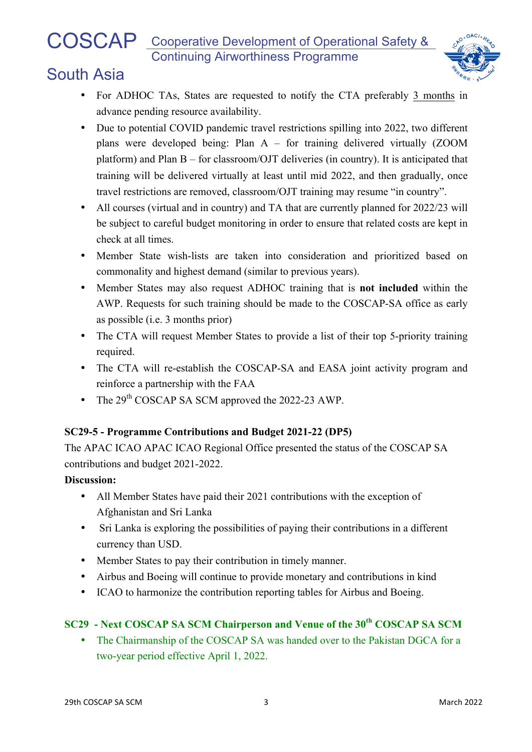- For ADHOC TAs, States are requested to notify the CTA preferably 3 months in advance pending resource availability.
- Due to potential COVID pandemic travel restrictions spilling into 2022, two different plans were developed being: Plan A – for training delivered virtually (ZOOM platform) and Plan B – for classroom/OJT deliveries (in country). It is anticipated that training will be delivered virtually at least until mid 2022, and then gradually, once travel restrictions are removed, classroom/OJT training may resume "in country".
- All courses (virtual and in country) and TA that are currently planned for 2022/23 will be subject to careful budget monitoring in order to ensure that related costs are kept in check at all times.
- Member State wish-lists are taken into consideration and prioritized based on commonality and highest demand (similar to previous years).
- Member States may also request ADHOC training that is **not included** within the AWP. Requests for such training should be made to the COSCAP-SA office as early as possible (i.e. 3 months prior)
- The CTA will request Member States to provide a list of their top 5-priority training required.
- The CTA will re-establish the COSCAP-SA and EASA joint activity program and reinforce a partnership with the FAA
- The 29th COSCAP SA SCM approved the 2022-23 AWP.

**SC29-5 - Programme Contributions and Budget 2021-22 (DP5)**

The APAC ICAO APAC ICAO Regional Office presented the status of the COSCAP SA contributions and budget 2021-2022.

**Discussion:**

- All Member States have paid their 2021 contributions with the exception of Afghanistan and Sri Lanka
- Sri Lanka is exploring the possibilities of paying their contributions in a different currency than USD.
- Member States to pay their contribution in timely manner.
- Airbus and Boeing will continue to provide monetary and contributions in kind
- ICAO to harmonize the contribution reporting tables for Airbus and Boeing.

**SC29 - Next COSCAP SA SCM Chairperson and Venue of the 30th COSCAP SA SCM**

- The Chairmanship of the COSCAP SA was handed over to the Pakistan DGCA for a two-year period effective April 1, 2022.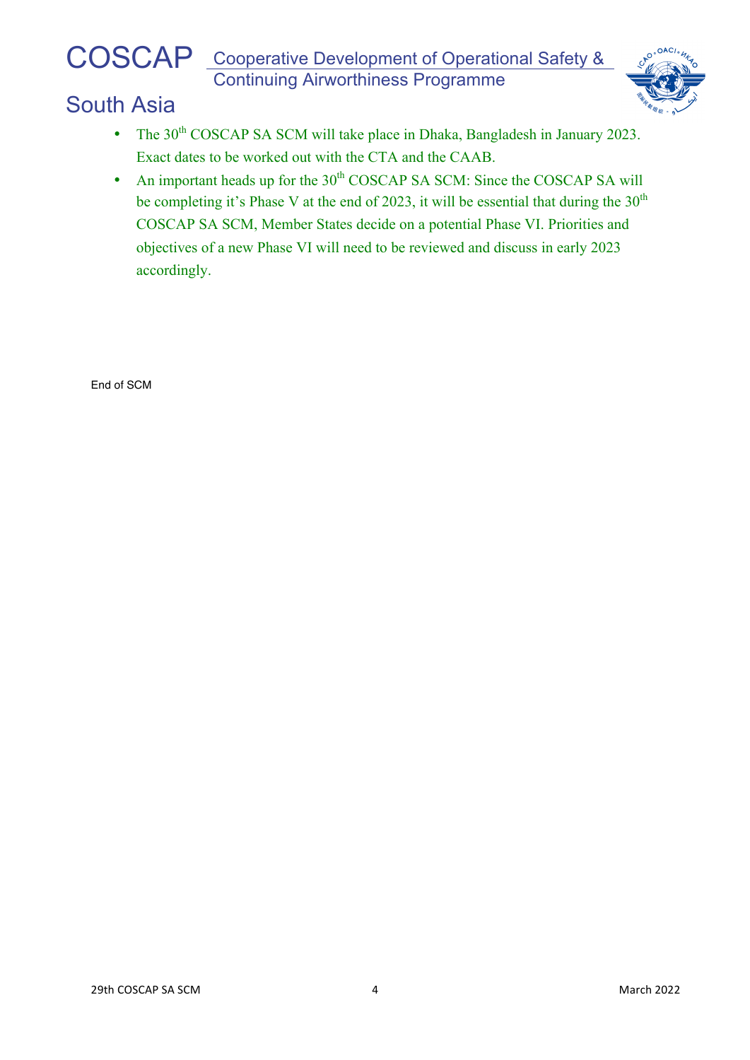- The 30th COSCAP SA SCM will take place in Dhaka, Bangladesh in January 2023. Exact dates to be worked out with the CTA and the CAAB.
- An important heads up for the 30th COSCAP SA SCM: Since the COSCAP SA will be completing it's Phase V at the end of 2023, it will be essential that during the 30th COSCAP SA SCM, Member States decide on a potential Phase VI. Priorities and objectives of a new Phase VI will need to be reviewed and discuss in early 2023 accordingly.

End of SCM